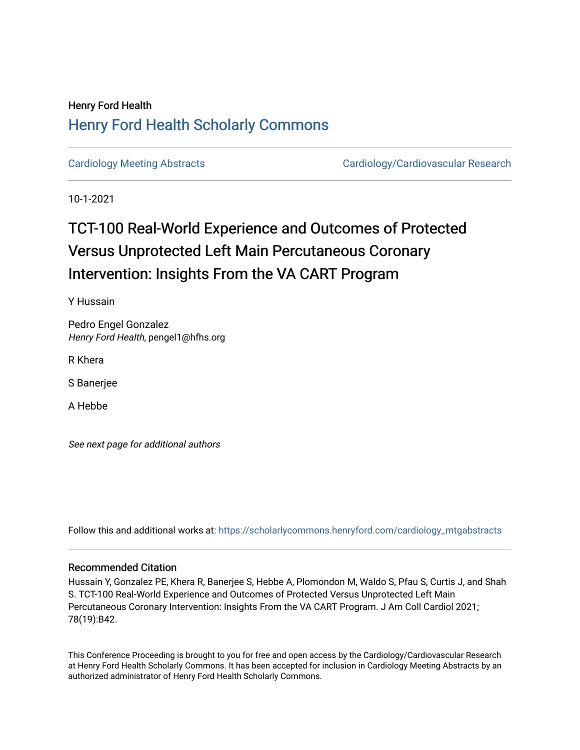Henry Ford Health

# Henry Ford Health Scholarly Commons

Cardiology Meeting Abstracts | Cardiology/Cardiovascular Research

10-1-2021

# TCT-100 Real-World Experience and Outcomes of Protected Versus Unprotected Left Main Percutaneous Coronary Intervention: Insights From the VA CART Program

Y Hussain

Pedro Engel Gonzalez
*Henry Ford Health*, pengel1@hfhs.org

R Khera

S Banerjee

A Hebbe

*See next page for additional authors*

Follow this and additional works at: https://scholarlycommons.henryford.com/cardiology_mtgabstracts

## Recommended Citation

Hussain Y, Gonzalez PE, Khera R, Banerjee S, Hebbe A, Plomondon M, Waldo S, Pfau S, Curtis J, and Shah S. TCT-100 Real-World Experience and Outcomes of Protected Versus Unprotected Left Main Percutaneous Coronary Intervention: Insights From the VA CART Program. J Am Coll Cardiol 2021; 78(19):B42.

This Conference Proceeding is brought to you for free and open access by the Cardiology/Cardiovascular Research at Henry Ford Health Scholarly Commons. It has been accepted for inclusion in Cardiology Meeting Abstracts by an authorized administrator of Henry Ford Health Scholarly Commons.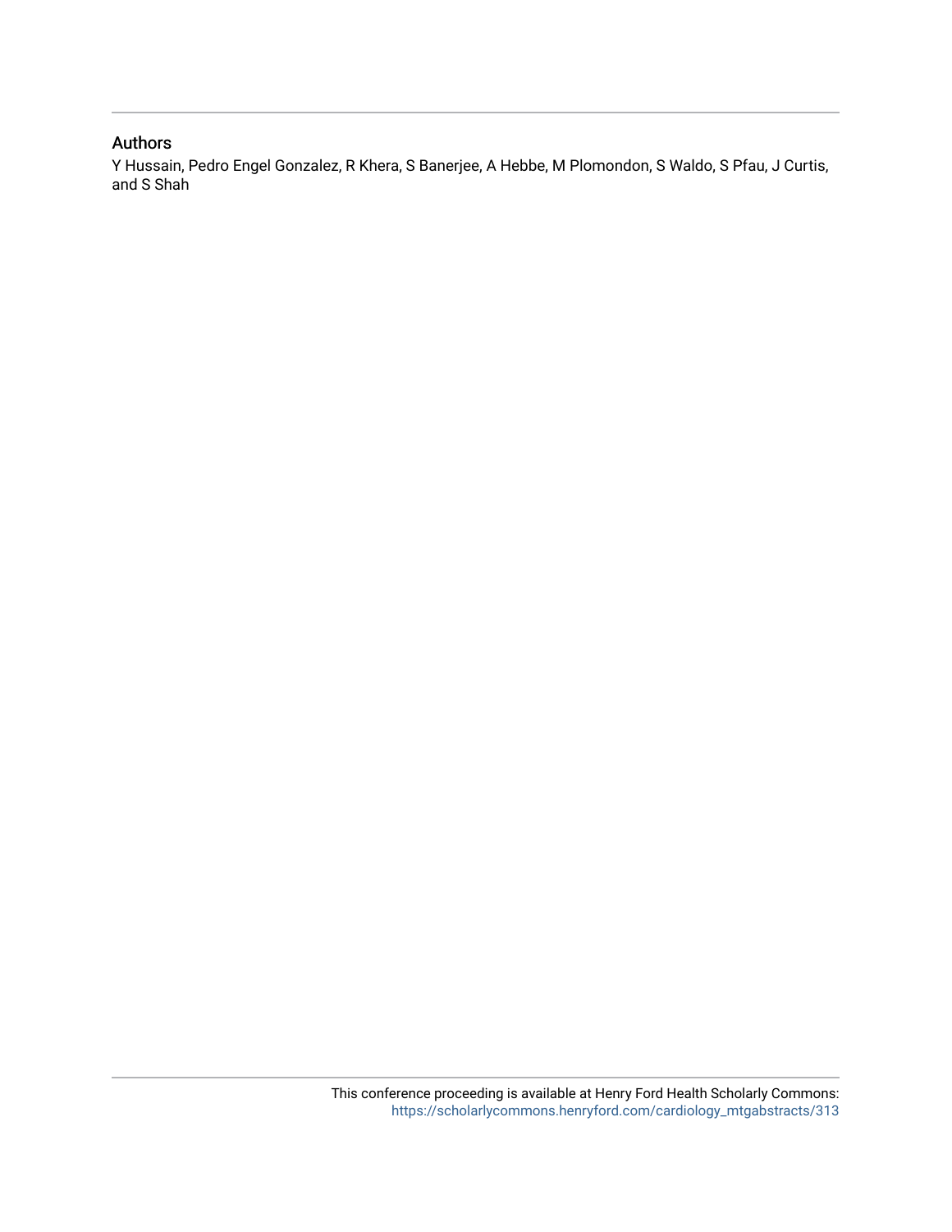## Authors

Y Hussain, Pedro Engel Gonzalez, R Khera, S Banerjee, A Hebbe, M Plomondon, S Waldo, S Pfau, J Curtis, and S Shah

This conference proceeding is available at Henry Ford Health Scholarly Commons: https://scholarlycommons.henryford.com/cardiology_mtgabstracts/313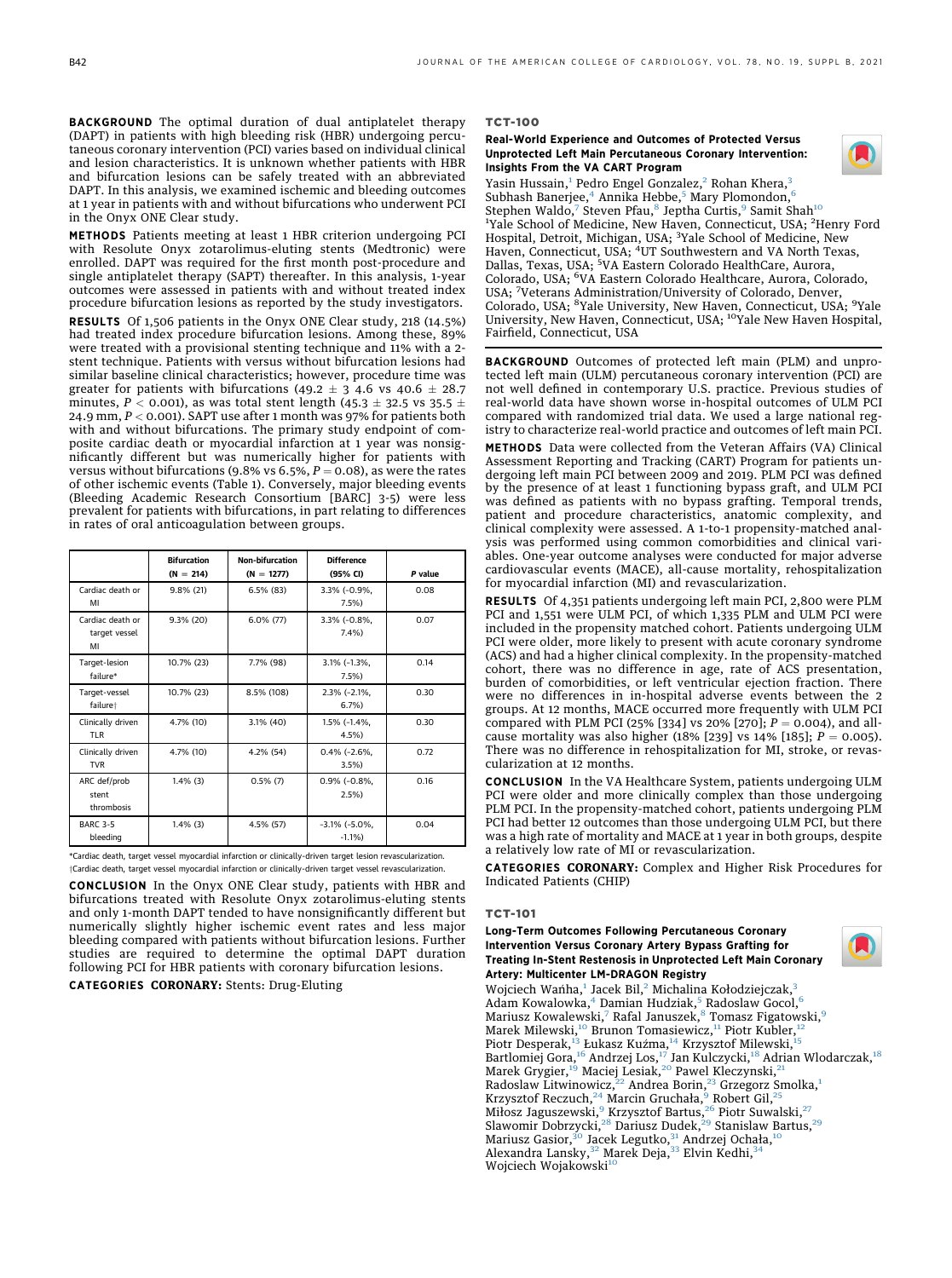**BACKGROUND** The optimal duration of dual antiplatelet therapy (DAPT) in patients with high bleeding risk (HBR) undergoing percutaneous coronary intervention (PCI) varies based on individual clinical and lesion characteristics. It is unknown whether patients with HBR and bifurcation lesions can be safely treated with an abbreviated DAPT. In this analysis, we examined ischemic and bleeding outcomes at 1 year in patients with and without bifurcations who underwent PCI in the Onyx ONE Clear study.

**METHODS** Patients meeting at least 1 HBR criterion undergoing PCI with Resolute Onyx zotarolimus-eluting stents (Medtronic) were enrolled. DAPT was required for the first month post-procedure and single antiplatelet therapy (SAPT) thereafter. In this analysis, 1-year outcomes were assessed in patients with and without treated index procedure bifurcation lesions as reported by the study investigators.

**RESULTS** Of 1,506 patients in the Onyx ONE Clear study, 218 (14.5%) had treated index procedure bifurcation lesions. Among these, 89% were treated with a provisional stenting technique and 11% with a 2-stent technique. Patients with versus without bifurcation lesions had similar baseline clinical characteristics; however, procedure time was greater for patients with bifurcations (49.2 $\pm$ 3 4.6 vs 40.6 $\pm$ 28.7 minutes, $P < 0.001$), as was total stent length (45.3 $\pm$ 32.5 vs 35.5 $\pm$ 24.9 mm, $P < 0.001$). SAPT use after 1 month was 97% for patients both with and without bifurcations. The primary study endpoint of composite cardiac death or myocardial infarction at 1 year was nonsignificantly different but was numerically higher for patients with versus without bifurcations (9.8% vs 6.5%, $P = 0.08$), as were the rates of other ischemic events (Table 1). Conversely, major bleeding events (Bleeding Academic Research Consortium [BARC] 3-5) were less prevalent for patients with bifurcations, in part relating to differences in rates of oral anticoagulation between groups.

| | Bifurcation (N = 214) | Non-bifurcation (N = 1277) | Difference (95% CI) | P value |
|---|---|---|---|---|
| Cardiac death or MI | 9.8% (21) | 6.5% (83) | 3.3% (-0.9%, 7.5%) | 0.08 |
| Cardiac death or target vessel MI | 9.3% (20) | 6.0% (77) | 3.3% (-0.8%, 7.4%) | 0.07 |
| Target-lesion failure* | 10.7% (23) | 7.7% (98) | 3.1% (-1.3%, 7.5%) | 0.14 |
| Target-vessel failure† | 10.7% (23) | 8.5% (108) | 2.3% (-2.1%, 6.7%) | 0.30 |
| Clinically driven TLR | 4.7% (10) | 3.1% (40) | 1.5% (-1.4%, 4.5%) | 0.30 |
| Clinically driven TVR | 4.7% (10) | 4.2% (54) | 0.4% (-2.6%, 3.5%) | 0.72 |
| ARC def/prob stent thrombosis | 1.4% (3) | 0.5% (7) | 0.9% (-0.8%, 2.5%) | 0.16 |
| BARC 3-5 bleeding | 1.4% (3) | 4.5% (57) | -3.1% (-5.0%, -1.1%) | 0.04 |

*Cardiac death, target vessel myocardial infarction or clinically-driven target lesion revascularization.
†Cardiac death, target vessel myocardial infarction or clinically-driven target vessel revascularization.

**CONCLUSION** In the Onyx ONE Clear study, patients with HBR and bifurcations treated with Resolute Onyx zotarolimus-eluting stents and only 1-month DAPT tended to have nonsignificantly different but numerically slightly higher ischemic event rates and less major bleeding compared with patients without bifurcation lesions. Further studies are required to determine the optimal DAPT duration following PCI for HBR patients with coronary bifurcation lesions.

**CATEGORIES CORONARY:** Stents: Drug-Eluting

## TCT-100

### Real-World Experience and Outcomes of Protected Versus Unprotected Left Main Percutaneous Coronary Intervention: Insights From the VA CART Program

Yasin Hussain,[1] Pedro Engel Gonzalez,[2] Rohan Khera,[3] Subhash Banerjee,[4] Annika Hebbe,[5] Mary Plomondon,[6] Stephen Waldo,[7] Steven Pfau,[8] Jeptha Curtis,[9] Samit Shah[10]
[1]Yale School of Medicine, New Haven, Connecticut, USA; [2]Henry Ford Hospital, Detroit, Michigan, USA; [3]Yale School of Medicine, New Haven, Connecticut, USA; [4]UT Southwestern and VA North Texas, Dallas, Texas, USA; [5]VA Eastern Colorado HealthCare, Aurora, Colorado, USA; [6]VA Eastern Colorado Healthcare, Aurora, Colorado, USA; [7]Veterans Administration/University of Colorado, Denver, Colorado, USA; [8]Yale University, New Haven, Connecticut, USA; [9]Yale University, New Haven, Connecticut, USA; [10]Yale New Haven Hospital, Fairfield, Connecticut, USA

**BACKGROUND** Outcomes of protected left main (PLM) and unprotected left main (ULM) percutaneous coronary intervention (PCI) are not well defined in contemporary U.S. practice. Previous studies of real-world data have shown worse in-hospital outcomes of ULM PCI compared with randomized trial data. We used a large national registry to characterize real-world practice and outcomes of left main PCI.

**METHODS** Data were collected from the Veteran Affairs (VA) Clinical Assessment Reporting and Tracking (CART) Program for patients undergoing left main PCI between 2009 and 2019. PLM PCI was defined by the presence of at least 1 functioning bypass graft, and ULM PCI was defined as patients with no bypass grafting. Temporal trends, patient and procedure characteristics, anatomic complexity, and clinical complexity were assessed. A 1-to-1 propensity-matched analysis was performed using common comorbidities and clinical variables. One-year outcome analyses were conducted for major adverse cardiovascular events (MACE), all-cause mortality, rehospitalization for myocardial infarction (MI) and revascularization.

**RESULTS** Of 4,351 patients undergoing left main PCI, 2,800 were PLM PCI and 1,551 were ULM PCI, of which 1,335 PLM and ULM PCI were included in the propensity matched cohort. Patients undergoing ULM PCI were older, more likely to present with acute coronary syndrome (ACS) and had a higher clinical complexity. In the propensity-matched cohort, there was no difference in age, rate of ACS presentation, burden of comorbidities, or left ventricular ejection fraction. There were no differences in in-hospital adverse events between the 2 groups. At 12 months, MACE occurred more frequently with ULM PCI compared with PLM PCI (25% [334] vs 20% [270]; $P = 0.004$), and all-cause mortality was also higher (18% [239] vs 14% [185]; $P = 0.005$). There was no difference in rehospitalization for MI, stroke, or revascularization at 12 months.

**CONCLUSION** In the VA Healthcare System, patients undergoing ULM PCI were older and more clinically complex than those undergoing PLM PCI. In the propensity-matched cohort, patients undergoing PLM PCI had better 12 outcomes than those undergoing ULM PCI, but there was a high rate of mortality and MACE at 1 year in both groups, despite a relatively low rate of MI or revascularization.

**CATEGORIES CORONARY:** Complex and Higher Risk Procedures for Indicated Patients (CHIP)

## TCT-101

### Long-Term Outcomes Following Percutaneous Coronary Intervention Versus Coronary Artery Bypass Grafting for Treating In-Stent Restenosis in Unprotected Left Main Coronary Artery: Multicenter LM-DRAGON Registry

Wojciech Wańha,[1] Jacek Bil,[2] Michalina Kołodziejczak,[3] Adam Kowalowka,[4] Damian Hudziak,[5] Radoslaw Gocol,[6] Mariusz Kowalewski,[7] Rafal Januszek,[8] Tomasz Figatowski,[9] Marek Milewski,[10] Brunon Tomasiewicz,[11] Piotr Kubler,[12] Piotr Desperak,[13] Łukasz Kuźma,[14] Krzysztof Milewski,[15] Bartlomiej Gora,[16] Andrzej Los,[17] Jan Kulczycki,[18] Adrian Wlodarczak,[18] Marek Grygier,[19] Maciej Lesiak,[20] Pawel Kleczynski,[21] Radoslaw Litwinowicz,[22] Andrea Borin,[23] Grzegorz Smolka,[1] Krzysztof Reczuch,[24] Marcin Gruchała,[9] Robert Gil,[25] Miłosz Jaguszewski,[9] Krzysztof Bartus,[26] Piotr Suwalski,[27] Slawomir Dobrzycki,[28] Dariusz Dudek,[29] Stanislaw Bartus,[29] Mariusz Gasior,[30] Jacek Legutko,[31] Andrzej Ochała,[10] Alexandra Lansky,[32] Marek Deja,[33] Elvin Kedhi,[34] Wojciech Wojakowski[10]